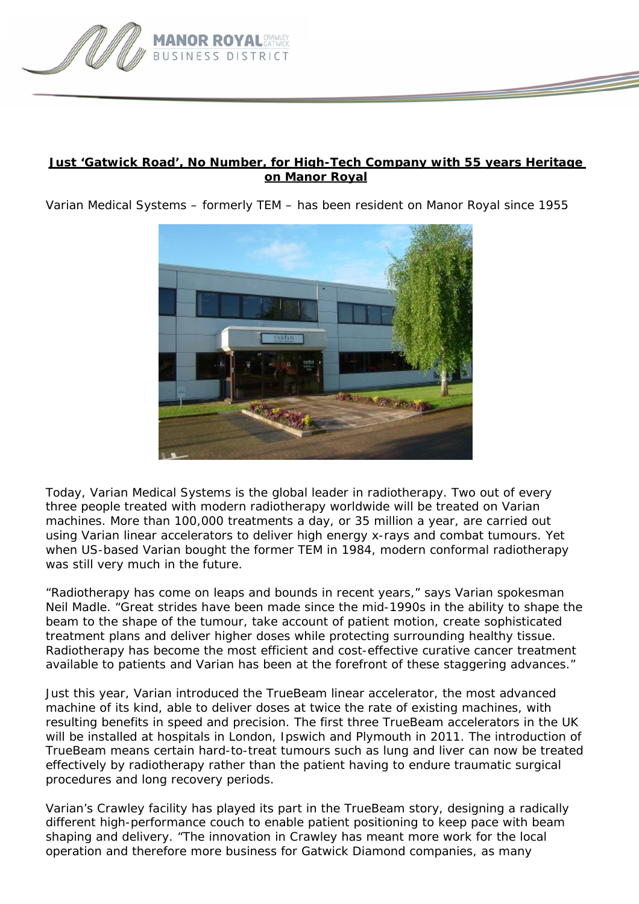**Just 'Gatwick Road', No Number, for High-Tech Company with 55 years Heritage on Manor Royal**

Varian Medical Systems – formerly TEM – has been resident on Manor Royal since 1955

Today, Varian Medical Systems is the global leader in radiotherapy. Two out of every three people treated with modern radiotherapy worldwide will be treated on Varian machines. More than 100,000 treatments a day, or 35 million a year, are carried out using Varian linear accelerators to deliver high energy x-rays and combat tumours. Yet when US-based Varian bought the former TEM in 1984, modern conformal radiotherapy was still very much in the future.

"Radiotherapy has come on leaps and bounds in recent years," says Varian spokesman Neil Madle. "Great strides have been made since the mid-1990s in the ability to shape the beam to the shape of the tumour, take account of patient motion, create sophisticated treatment plans and deliver higher doses while protecting surrounding healthy tissue. Radiotherapy has become the most efficient and cost-effective curative cancer treatment available to patients and Varian has been at the forefront of these staggering advances."

Just this year, Varian introduced the TrueBeam linear accelerator, the most advanced machine of its kind, able to deliver doses at twice the rate of existing machines, with resulting benefits in speed and precision. The first three TrueBeam accelerators in the UK will be installed at hospitals in London, Ipswich and Plymouth in 2011. The introduction of TrueBeam means certain hard-to-treat tumours such as lung and liver can now be treated effectively by radiotherapy rather than the patient having to endure traumatic surgical procedures and long recovery periods.

Varian's Crawley facility has played its part in the TrueBeam story, designing a radically different high-performance couch to enable patient positioning to keep pace with beam shaping and delivery. "The innovation in Crawley has meant more work for the local operation and therefore more business for Gatwick Diamond companies, as many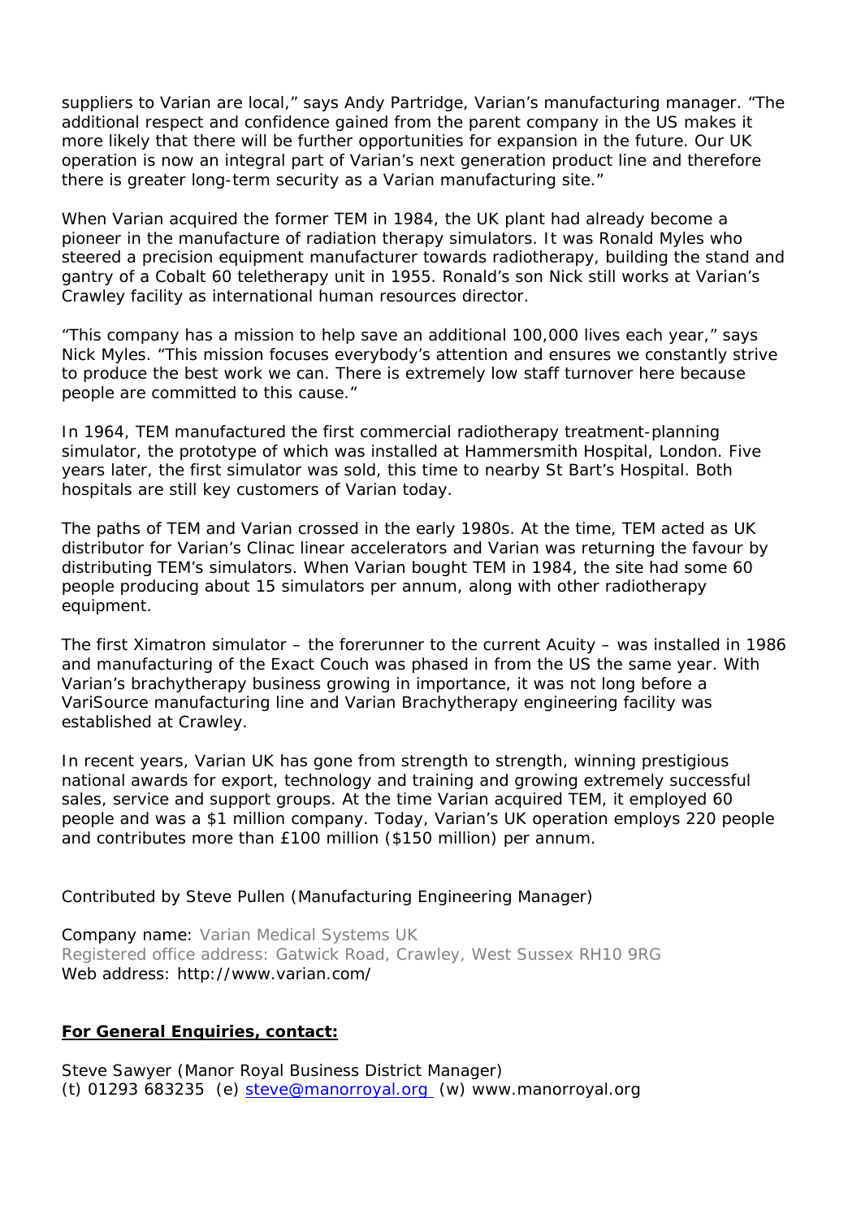suppliers to Varian are local," says Andy Partridge, Varian's manufacturing manager. "The additional respect and confidence gained from the parent company in the US makes it more likely that there will be further opportunities for expansion in the future. Our UK operation is now an integral part of Varian's next generation product line and therefore there is greater long-term security as a Varian manufacturing site."

When Varian acquired the former TEM in 1984, the UK plant had already become a pioneer in the manufacture of radiation therapy simulators. It was Ronald Myles who steered a precision equipment manufacturer towards radiotherapy, building the stand and gantry of a Cobalt 60 teletherapy unit in 1955. Ronald's son Nick still works at Varian's Crawley facility as international human resources director.

"This company has a mission to help save an additional 100,000 lives each year," says Nick Myles. "This mission focuses everybody's attention and ensures we constantly strive to produce the best work we can. There is extremely low staff turnover here because people are committed to this cause."

In 1964, TEM manufactured the first commercial radiotherapy treatment-planning simulator, the prototype of which was installed at Hammersmith Hospital, London. Five years later, the first simulator was sold, this time to nearby St Bart's Hospital. Both hospitals are still key customers of Varian today.

The paths of TEM and Varian crossed in the early 1980s. At the time, TEM acted as UK distributor for Varian's Clinac linear accelerators and Varian was returning the favour by distributing TEM's simulators. When Varian bought TEM in 1984, the site had some 60 people producing about 15 simulators per annum, along with other radiotherapy equipment.

The first Ximatron simulator – the forerunner to the current Acuity – was installed in 1986 and manufacturing of the Exact Couch was phased in from the US the same year. With Varian's brachytherapy business growing in importance, it was not long before a VariSource manufacturing line and Varian Brachytherapy engineering facility was established at Crawley.

In recent years, Varian UK has gone from strength to strength, winning prestigious national awards for export, technology and training and growing extremely successful sales, service and support groups. At the time Varian acquired TEM, it employed 60 people and was a $1 million company. Today, Varian's UK operation employs 220 people and contributes more than £100 million ($150 million) per annum.

Contributed by Steve Pullen (Manufacturing Engineering Manager)

Company name: Varian Medical Systems UK
Registered office address: Gatwick Road, Crawley, West Sussex RH10 9RG
Web address: http://www.varian.com/

**For General Enquiries, contact:**

Steve Sawyer (Manor Royal Business District Manager)
(t) 01293 683235 (e) steve@manorroyal.org (w) www.manorroyal.org